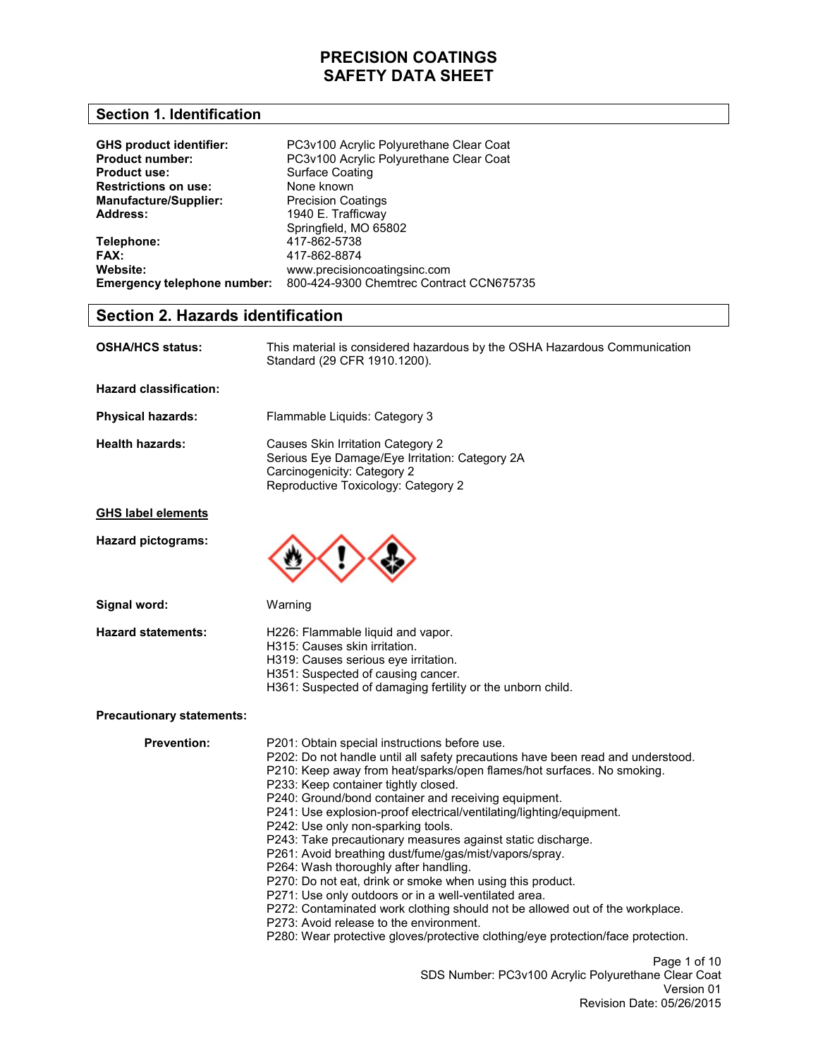# PRECISION COATINGS
# SAFETY DATA SHEET

## Section 1. Identification

| | |
|---|---|
| **GHS product identifier:** | PC3v100 Acrylic Polyurethane Clear Coat |
| **Product number:** | PC3v100 Acrylic Polyurethane Clear Coat |
| **Product use:** | Surface Coating |
| **Restrictions on use:** | None known |
| **Manufacture/Supplier:** | Precision Coatings |
| **Address:** | 1940 E. Trafficway<br>Springfield, MO 65802 |
| **Telephone:** | 417-862-5738 |
| **FAX:** | 417-862-8874 |
| **Website:** | www.precisioncoatingsinc.com |
| **Emergency telephone number:** | 800-424-9300 Chemtrec Contract CCN675735 |

## Section 2. Hazards identification

**OSHA/HCS status:** This material is considered hazardous by the OSHA Hazardous Communication Standard (29 CFR 1910.1200).

**Hazard classification:**

**Physical hazards:** Flammable Liquids: Category 3

**Health hazards:**
Causes Skin Irritation Category 2
Serious Eye Damage/Eye Irritation: Category 2A
Carcinogenicity: Category 2
Reproductive Toxicology: Category 2

**GHS label elements**

**Hazard pictograms:**

**Signal word:** Warning

**Hazard statements:**
H226: Flammable liquid and vapor.
H315: Causes skin irritation.
H319: Causes serious eye irritation.
H351: Suspected of causing cancer.
H361: Suspected of damaging fertility or the unborn child.

**Precautionary statements:**

**Prevention:**
P201: Obtain special instructions before use.
P202: Do not handle until all safety precautions have been read and understood.
P210: Keep away from heat/sparks/open flames/hot surfaces. No smoking.
P233: Keep container tightly closed.
P240: Ground/bond container and receiving equipment.
P241: Use explosion-proof electrical/ventilating/lighting/equipment.
P242: Use only non-sparking tools.
P243: Take precautionary measures against static discharge.
P261: Avoid breathing dust/fume/gas/mist/vapors/spray.
P264: Wash thoroughly after handling.
P270: Do not eat, drink or smoke when using this product.
P271: Use only outdoors or in a well-ventilated area.
P272: Contaminated work clothing should not be allowed out of the workplace.
P273: Avoid release to the environment.
P280: Wear protective gloves/protective clothing/eye protection/face protection.

SDS Number: PC3v100 Acrylic Polyurethane Clear Coat
Version 01
Revision Date: 05/26/2015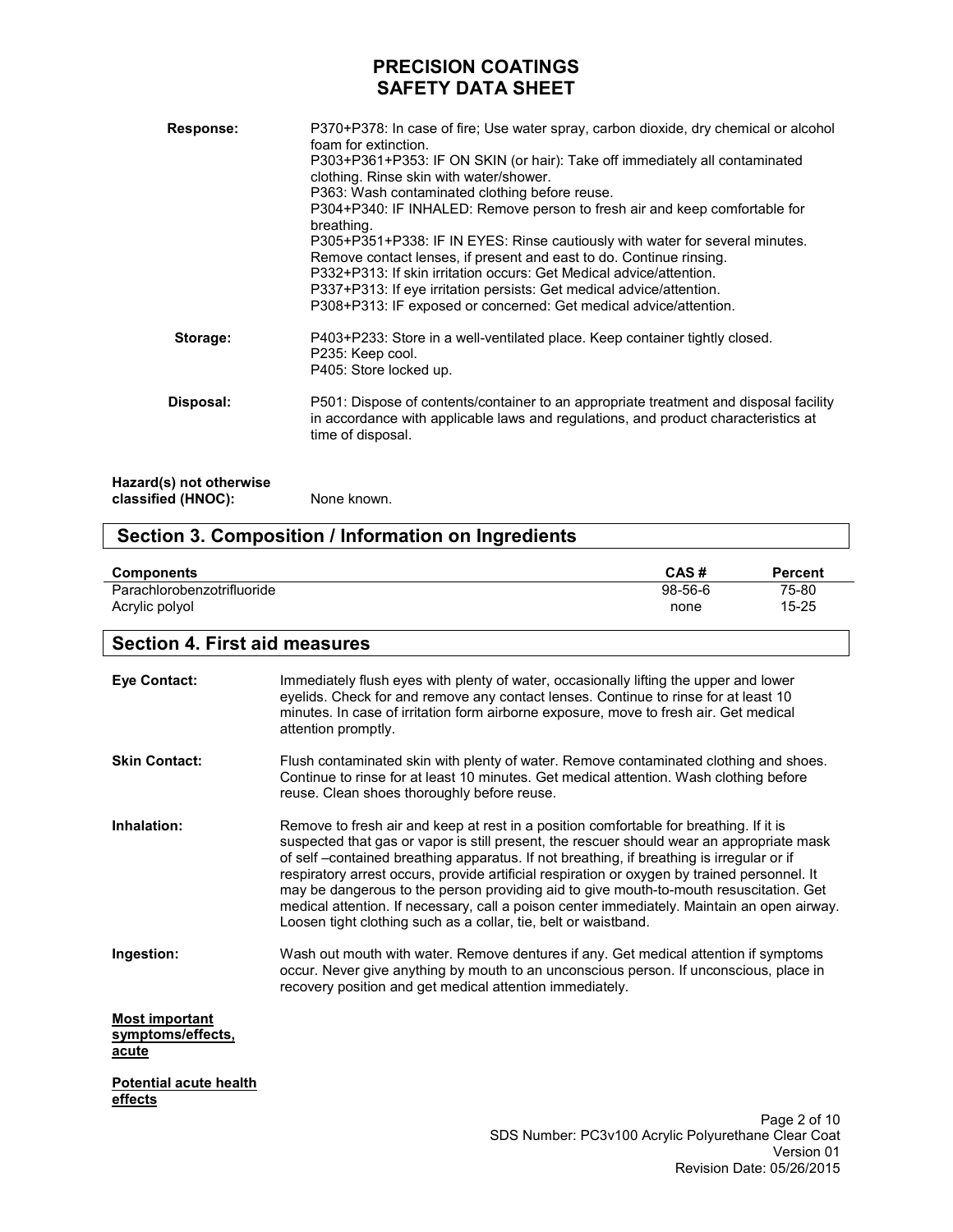**Response:**

P370+P378: In case of fire; Use water spray, carbon dioxide, dry chemical or alcohol foam for extinction.
P303+P361+P353: IF ON SKIN (or hair): Take off immediately all contaminated clothing. Rinse skin with water/shower.
P363: Wash contaminated clothing before reuse.
P304+P340: IF INHALED: Remove person to fresh air and keep comfortable for breathing.
P305+P351+P338: IF IN EYES: Rinse cautiously with water for several minutes. Remove contact lenses, if present and east to do. Continue rinsing.
P332+P313: If skin irritation occurs: Get Medical advice/attention.
P337+P313: If eye irritation persists: Get medical advice/attention.
P308+P313: IF exposed or concerned: Get medical advice/attention.

**Storage:**

P403+P233: Store in a well-ventilated place. Keep container tightly closed.
P235: Keep cool.
P405: Store locked up.

**Disposal:**

P501: Dispose of contents/container to an appropriate treatment and disposal facility in accordance with applicable laws and regulations, and product characteristics at time of disposal.

**Hazard(s) not otherwise classified (HNOC):** None known.

## Section 3. Composition / Information on Ingredients

| Components | CAS # | Percent |
|---|---|---|
| Parachlorobenzotrifluoride | 98-56-6 | 75-80 |
| Acrylic polyol | none | 15-25 |

## Section 4. First aid measures

**Eye Contact:** Immediately flush eyes with plenty of water, occasionally lifting the upper and lower eyelids. Check for and remove any contact lenses. Continue to rinse for at least 10 minutes. In case of irritation form airborne exposure, move to fresh air. Get medical attention promptly.

**Skin Contact:** Flush contaminated skin with plenty of water. Remove contaminated clothing and shoes. Continue to rinse for at least 10 minutes. Get medical attention. Wash clothing before reuse. Clean shoes thoroughly before reuse.

**Inhalation:** Remove to fresh air and keep at rest in a position comfortable for breathing. If it is suspected that gas or vapor is still present, the rescuer should wear an appropriate mask of self –contained breathing apparatus. If not breathing, if breathing is irregular or if respiratory arrest occurs, provide artificial respiration or oxygen by trained personnel. It may be dangerous to the person providing aid to give mouth-to-mouth resuscitation. Get medical attention. If necessary, call a poison center immediately. Maintain an open airway. Loosen tight clothing such as a collar, tie, belt or waistband.

**Ingestion:** Wash out mouth with water. Remove dentures if any. Get medical attention if symptoms occur. Never give anything by mouth to an unconscious person. If unconscious, place in recovery position and get medical attention immediately.

**Most important symptoms/effects, acute**

**Potential acute health effects**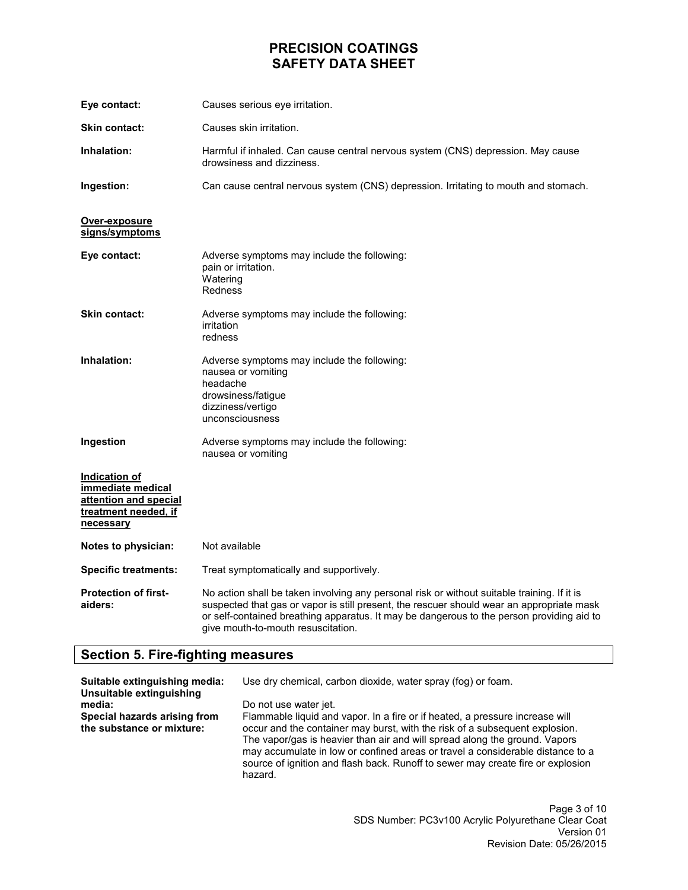**Eye contact:** Causes serious eye irritation.

**Skin contact:** Causes skin irritation.

**Inhalation:** Harmful if inhaled. Can cause central nervous system (CNS) depression. May cause drowsiness and dizziness.

**Ingestion:** Can cause central nervous system (CNS) depression. Irritating to mouth and stomach.

**Over-exposure signs/symptoms**

**Eye contact:** Adverse symptoms may include the following:
pain or irritation.
Watering
Redness

**Skin contact:** Adverse symptoms may include the following:
irritation
redness

**Inhalation:** Adverse symptoms may include the following:
nausea or vomiting
headache
drowsiness/fatigue
dizziness/vertigo
unconsciousness

**Ingestion** Adverse symptoms may include the following:
nausea or vomiting

**Indication of immediate medical attention and special treatment needed, if necessary**

**Notes to physician:** Not available

**Specific treatments:** Treat symptomatically and supportively.

**Protection of first-aiders:** No action shall be taken involving any personal risk or without suitable training. If it is suspected that gas or vapor is still present, the rescuer should wear an appropriate mask or self-contained breathing apparatus. It may be dangerous to the person providing aid to give mouth-to-mouth resuscitation.

## Section 5. Fire-fighting measures

**Suitable extinguishing media:** Use dry chemical, carbon dioxide, water spray (fog) or foam.

**Unsuitable extinguishing media:** Do not use water jet.

**Special hazards arising from the substance or mixture:** Flammable liquid and vapor. In a fire or if heated, a pressure increase will occur and the container may burst, with the risk of a subsequent explosion. The vapor/gas is heavier than air and will spread along the ground. Vapors may accumulate in low or confined areas or travel a considerable distance to a source of ignition and flash back. Runoff to sewer may create fire or explosion hazard.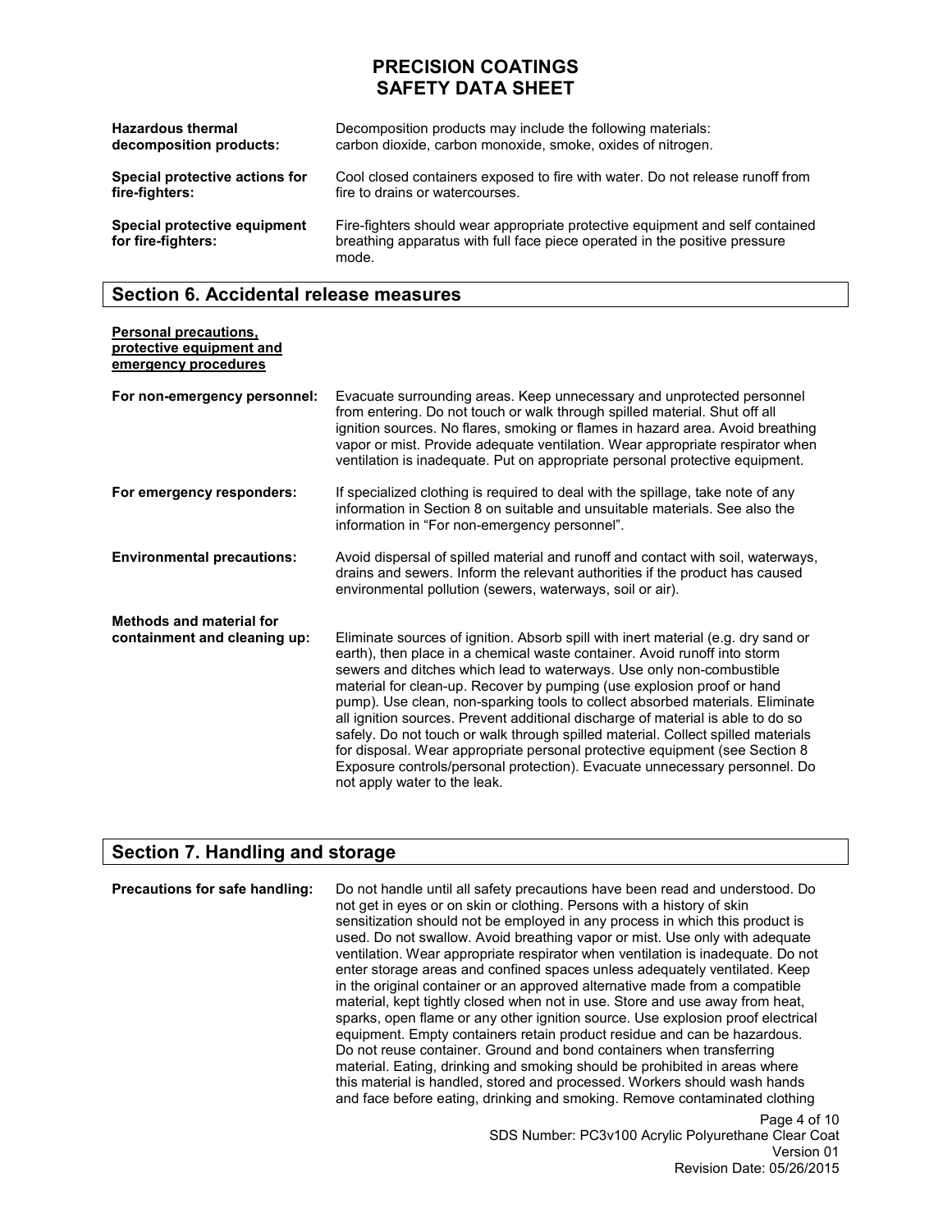**Hazardous thermal decomposition products:** Decomposition products may include the following materials: carbon dioxide, carbon monoxide, smoke, oxides of nitrogen.

**Special protective actions for fire-fighters:** Cool closed containers exposed to fire with water. Do not release runoff from fire to drains or watercourses.

**Special protective equipment for fire-fighters:** Fire-fighters should wear appropriate protective equipment and self contained breathing apparatus with full face piece operated in the positive pressure mode.

## Section 6. Accidental release measures

**Personal precautions, protective equipment and emergency procedures**

**For non-emergency personnel:** Evacuate surrounding areas. Keep unnecessary and unprotected personnel from entering. Do not touch or walk through spilled material. Shut off all ignition sources. No flares, smoking or flames in hazard area. Avoid breathing vapor or mist. Provide adequate ventilation. Wear appropriate respirator when ventilation is inadequate. Put on appropriate personal protective equipment.

**For emergency responders:** If specialized clothing is required to deal with the spillage, take note of any information in Section 8 on suitable and unsuitable materials. See also the information in "For non-emergency personnel".

**Environmental precautions:** Avoid dispersal of spilled material and runoff and contact with soil, waterways, drains and sewers. Inform the relevant authorities if the product has caused environmental pollution (sewers, waterways, soil or air).

**Methods and material for containment and cleaning up:** Eliminate sources of ignition. Absorb spill with inert material (e.g. dry sand or earth), then place in a chemical waste container. Avoid runoff into storm sewers and ditches which lead to waterways. Use only non-combustible material for clean-up. Recover by pumping (use explosion proof or hand pump). Use clean, non-sparking tools to collect absorbed materials. Eliminate all ignition sources. Prevent additional discharge of material is able to do so safely. Do not touch or walk through spilled material. Collect spilled materials for disposal. Wear appropriate personal protective equipment (see Section 8 Exposure controls/personal protection). Evacuate unnecessary personnel. Do not apply water to the leak.

## Section 7. Handling and storage

**Precautions for safe handling:** Do not handle until all safety precautions have been read and understood. Do not get in eyes or on skin or clothing. Persons with a history of skin sensitization should not be employed in any process in which this product is used. Do not swallow. Avoid breathing vapor or mist. Use only with adequate ventilation. Wear appropriate respirator when ventilation is inadequate. Do not enter storage areas and confined spaces unless adequately ventilated. Keep in the original container or an approved alternative made from a compatible material, kept tightly closed when not in use. Store and use away from heat, sparks, open flame or any other ignition source. Use explosion proof electrical equipment. Empty containers retain product residue and can be hazardous. Do not reuse container. Ground and bond containers when transferring material. Eating, drinking and smoking should be prohibited in areas where this material is handled, stored and processed. Workers should wash hands and face before eating, drinking and smoking. Remove contaminated clothing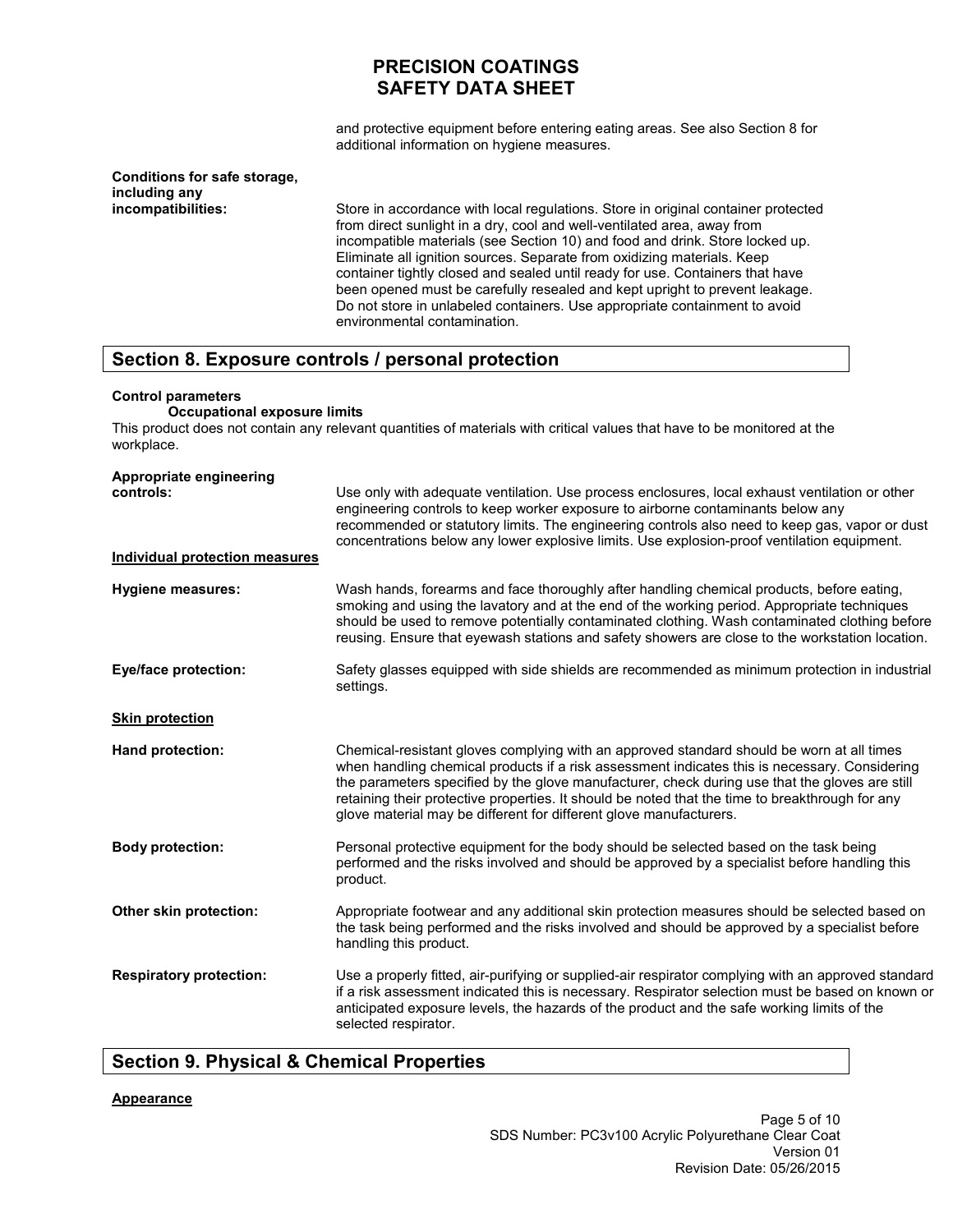and protective equipment before entering eating areas. See also Section 8 for additional information on hygiene measures.

**Conditions for safe storage, including any incompatibilities:** Store in accordance with local regulations. Store in original container protected from direct sunlight in a dry, cool and well-ventilated area, away from incompatible materials (see Section 10) and food and drink. Store locked up. Eliminate all ignition sources. Separate from oxidizing materials. Keep container tightly closed and sealed until ready for use. Containers that have been opened must be carefully resealed and kept upright to prevent leakage. Do not store in unlabeled containers. Use appropriate containment to avoid environmental contamination.

## Section 8. Exposure controls / personal protection

**Control parameters**

**Occupational exposure limits**

This product does not contain any relevant quantities of materials with critical values that have to be monitored at the workplace.

**Appropriate engineering controls:** Use only with adequate ventilation. Use process enclosures, local exhaust ventilation or other engineering controls to keep worker exposure to airborne contaminants below any recommended or statutory limits. The engineering controls also need to keep gas, vapor or dust concentrations below any lower explosive limits. Use explosion-proof ventilation equipment.

**Individual protection measures**

**Hygiene measures:** Wash hands, forearms and face thoroughly after handling chemical products, before eating, smoking and using the lavatory and at the end of the working period. Appropriate techniques should be used to remove potentially contaminated clothing. Wash contaminated clothing before reusing. Ensure that eyewash stations and safety showers are close to the workstation location.

**Eye/face protection:** Safety glasses equipped with side shields are recommended as minimum protection in industrial settings.

**Skin protection**

**Hand protection:** Chemical-resistant gloves complying with an approved standard should be worn at all times when handling chemical products if a risk assessment indicates this is necessary. Considering the parameters specified by the glove manufacturer, check during use that the gloves are still retaining their protective properties. It should be noted that the time to breakthrough for any glove material may be different for different glove manufacturers.

**Body protection:** Personal protective equipment for the body should be selected based on the task being performed and the risks involved and should be approved by a specialist before handling this product.

**Other skin protection:** Appropriate footwear and any additional skin protection measures should be selected based on the task being performed and the risks involved and should be approved by a specialist before handling this product.

**Respiratory protection:** Use a properly fitted, air-purifying or supplied-air respirator complying with an approved standard if a risk assessment indicated this is necessary. Respirator selection must be based on known or anticipated exposure levels, the hazards of the product and the safe working limits of the selected respirator.

## Section 9. Physical & Chemical Properties

**Appearance**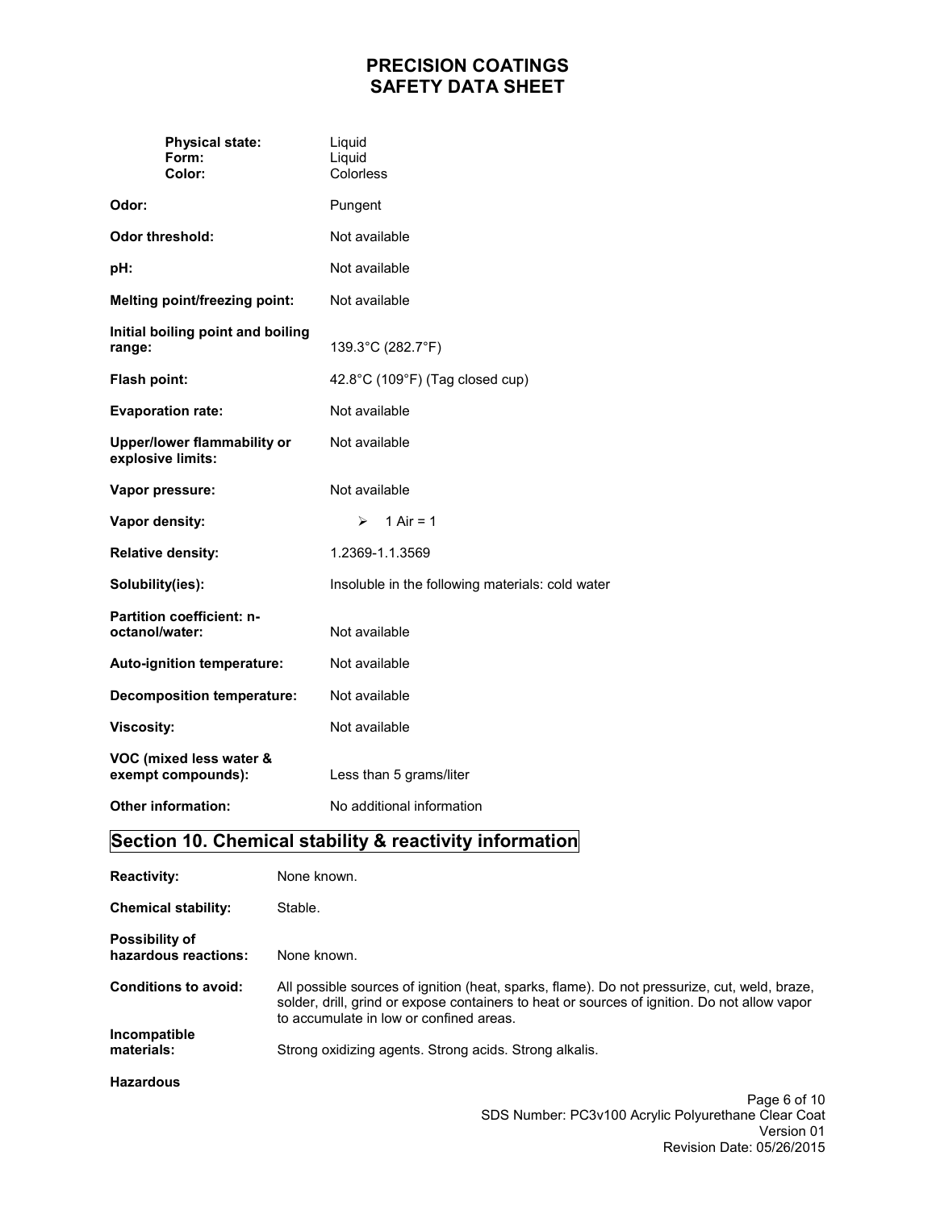# PRECISION COATINGS
# SAFETY DATA SHEET

| | |
|---|---|
| **Physical state:** | Liquid |
| **Form:** | Liquid |
| **Color:** | Colorless |
| **Odor:** | Pungent |
| **Odor threshold:** | Not available |
| **pH:** | Not available |
| **Melting point/freezing point:** | Not available |
| **Initial boiling point and boiling range:** | 139.3°C (282.7°F) |
| **Flash point:** | 42.8°C (109°F) (Tag closed cup) |
| **Evaporation rate:** | Not available |
| **Upper/lower flammability or explosive limits:** | Not available |
| **Vapor pressure:** | Not available |
| **Vapor density:** | ➢ 1 Air = 1 |
| **Relative density:** | 1.2369-1.1.3569 |
| **Solubility(ies):** | Insoluble in the following materials: cold water |
| **Partition coefficient: n-octanol/water:** | Not available |
| **Auto-ignition temperature:** | Not available |
| **Decomposition temperature:** | Not available |
| **Viscosity:** | Not available |
| **VOC (mixed less water & exempt compounds):** | Less than 5 grams/liter |
| **Other information:** | No additional information |

## Section 10. Chemical stability & reactivity information

| | |
|---|---|
| **Reactivity:** | None known. |
| **Chemical stability:** | Stable. |
| **Possibility of hazardous reactions:** | None known. |
| **Conditions to avoid:** | All possible sources of ignition (heat, sparks, flame). Do not pressurize, cut, weld, braze, solder, drill, grind or expose containers to heat or sources of ignition. Do not allow vapor to accumulate in low or confined areas. |
| **Incompatible materials:** | Strong oxidizing agents. Strong acids. Strong alkalis. |

**Hazardous**

SDS Number: PC3v100 Acrylic Polyurethane Clear Coat
Version 01
Revision Date: 05/26/2015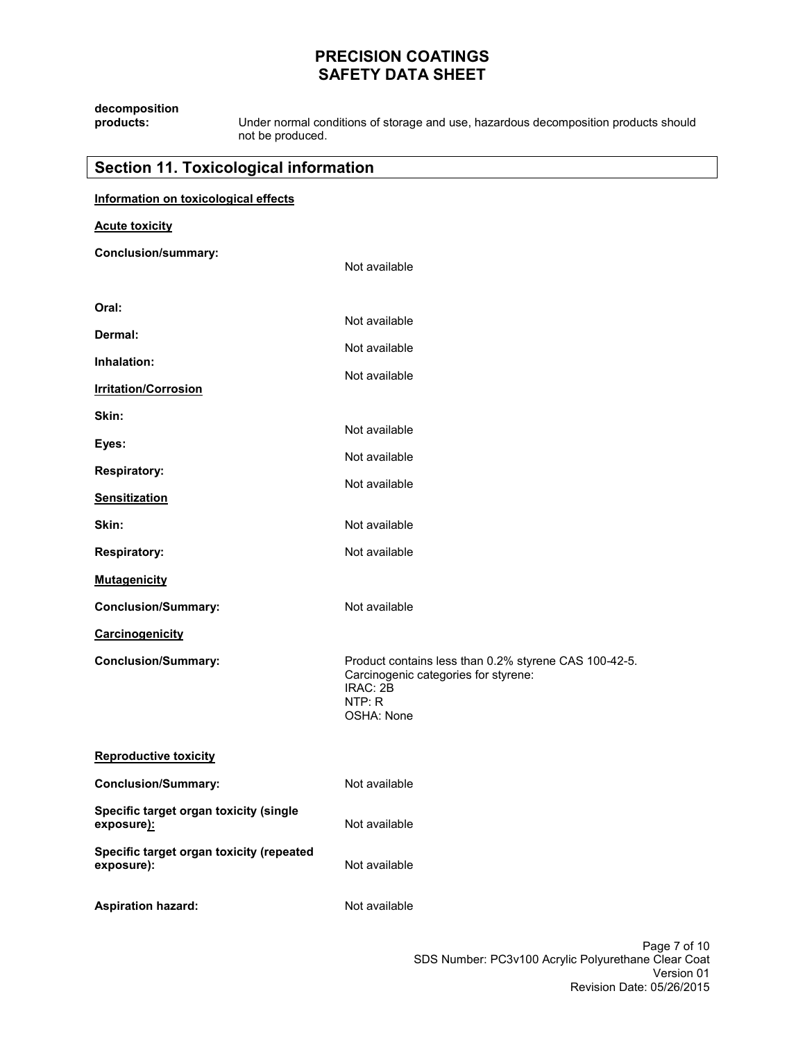**decomposition products:** Under normal conditions of storage and use, hazardous decomposition products should not be produced.

## Section 11. Toxicological information

**Information on toxicological effects**

**Acute toxicity**

**Conclusion/summary:** Not available

**Oral:** Not available

**Dermal:** Not available

**Inhalation:** Not available

**Irritation/Corrosion**

**Skin:** Not available

**Eyes:** Not available

**Respiratory:** Not available

**Sensitization**

**Skin:** Not available

**Respiratory:** Not available

**Mutagenicity**

**Conclusion/Summary:** Not available

**Carcinogenicity**

**Conclusion/Summary:** Product contains less than 0.2% styrene CAS 100-42-5.
Carcinogenic categories for styrene:
IRAC: 2B
NTP: R
OSHA: None

**Reproductive toxicity**

**Conclusion/Summary:** Not available

**Specific target organ toxicity (single exposure):** Not available

**Specific target organ toxicity (repeated exposure):** Not available

**Aspiration hazard:** Not available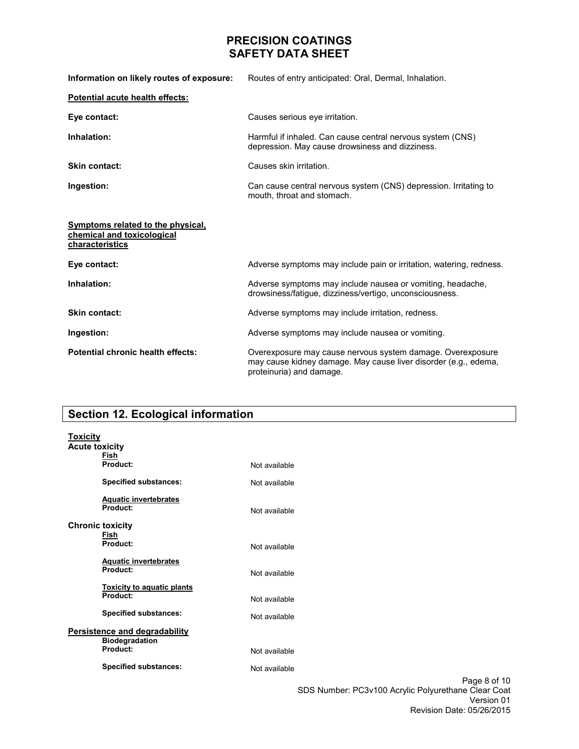**Information on likely routes of exposure:** Routes of entry anticipated: Oral, Dermal, Inhalation.

**Potential acute health effects:**

**Eye contact:** Causes serious eye irritation.

**Inhalation:** Harmful if inhaled. Can cause central nervous system (CNS) depression. May cause drowsiness and dizziness.

**Skin contact:** Causes skin irritation.

**Ingestion:** Can cause central nervous system (CNS) depression. Irritating to mouth, throat and stomach.

**Symptoms related to the physical, chemical and toxicological characteristics**

**Eye contact:** Adverse symptoms may include pain or irritation, watering, redness.

**Inhalation:** Adverse symptoms may include nausea or vomiting, headache, drowsiness/fatigue, dizziness/vertigo, unconsciousness.

**Skin contact:** Adverse symptoms may include irritation, redness.

**Ingestion:** Adverse symptoms may include nausea or vomiting.

**Potential chronic health effects:** Overexposure may cause nervous system damage. Overexposure may cause kidney damage. May cause liver disorder (e.g., edema, proteinuria) and damage.

## Section 12. Ecological information

**Toxicity**

**Acute toxicity**

**Fish**

**Product:** Not available

**Specified substances:** Not available

**Aquatic invertebrates**

**Product:** Not available

**Chronic toxicity**

**Fish**

**Product:** Not available

**Aquatic invertebrates**

**Product:** Not available

**Toxicity to aquatic plants**

**Product:** Not available

**Specified substances:** Not available

**Persistence and degradability**

**Biodegradation**

**Product:** Not available

**Specified substances:** Not available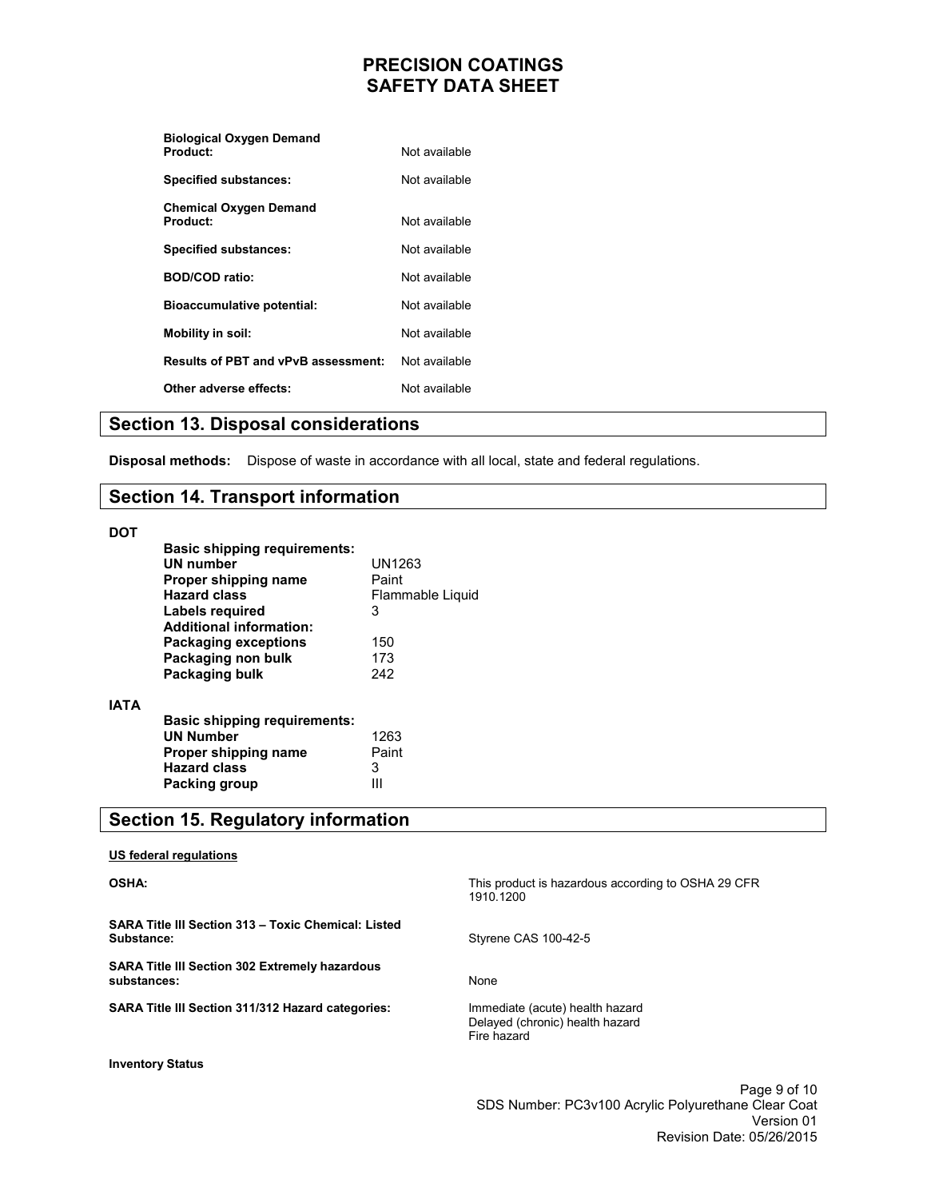| | |
|---|---|
| **Biological Oxygen Demand** | |
| **Product:** | Not available |
| **Specified substances:** | Not available |
| **Chemical Oxygen Demand** | |
| **Product:** | Not available |
| **Specified substances:** | Not available |
| **BOD/COD ratio:** | Not available |
| **Bioaccumulative potential:** | Not available |
| **Mobility in soil:** | Not available |
| **Results of PBT and vPvB assessment:** | Not available |
| **Other adverse effects:** | Not available |

## Section 13. Disposal considerations

**Disposal methods:** Dispose of waste in accordance with all local, state and federal regulations.

## Section 14. Transport information

**DOT**

| | |
|---|---|
| **Basic shipping requirements:** | |
| **UN number** | UN1263 |
| **Proper shipping name** | Paint |
| **Hazard class** | Flammable Liquid |
| **Labels required** | 3 |
| **Additional information:** | |
| **Packaging exceptions** | 150 |
| **Packaging non bulk** | 173 |
| **Packaging bulk** | 242 |

**IATA**

| | |
|---|---|
| **Basic shipping requirements:** | |
| **UN Number** | 1263 |
| **Proper shipping name** | Paint |
| **Hazard class** | 3 |
| **Packing group** | III |

## Section 15. Regulatory information

**US federal regulations**

| | |
|---|---|
| **OSHA:** | This product is hazardous according to OSHA 29 CFR 1910.1200 |
| **SARA Title III Section 313 – Toxic Chemical: Listed Substance:** | Styrene CAS 100-42-5 |
| **SARA Title III Section 302 Extremely hazardous substances:** | None |
| **SARA Title III Section 311/312 Hazard categories:** | Immediate (acute) health hazard<br>Delayed (chronic) health hazard<br>Fire hazard |

**Inventory Status**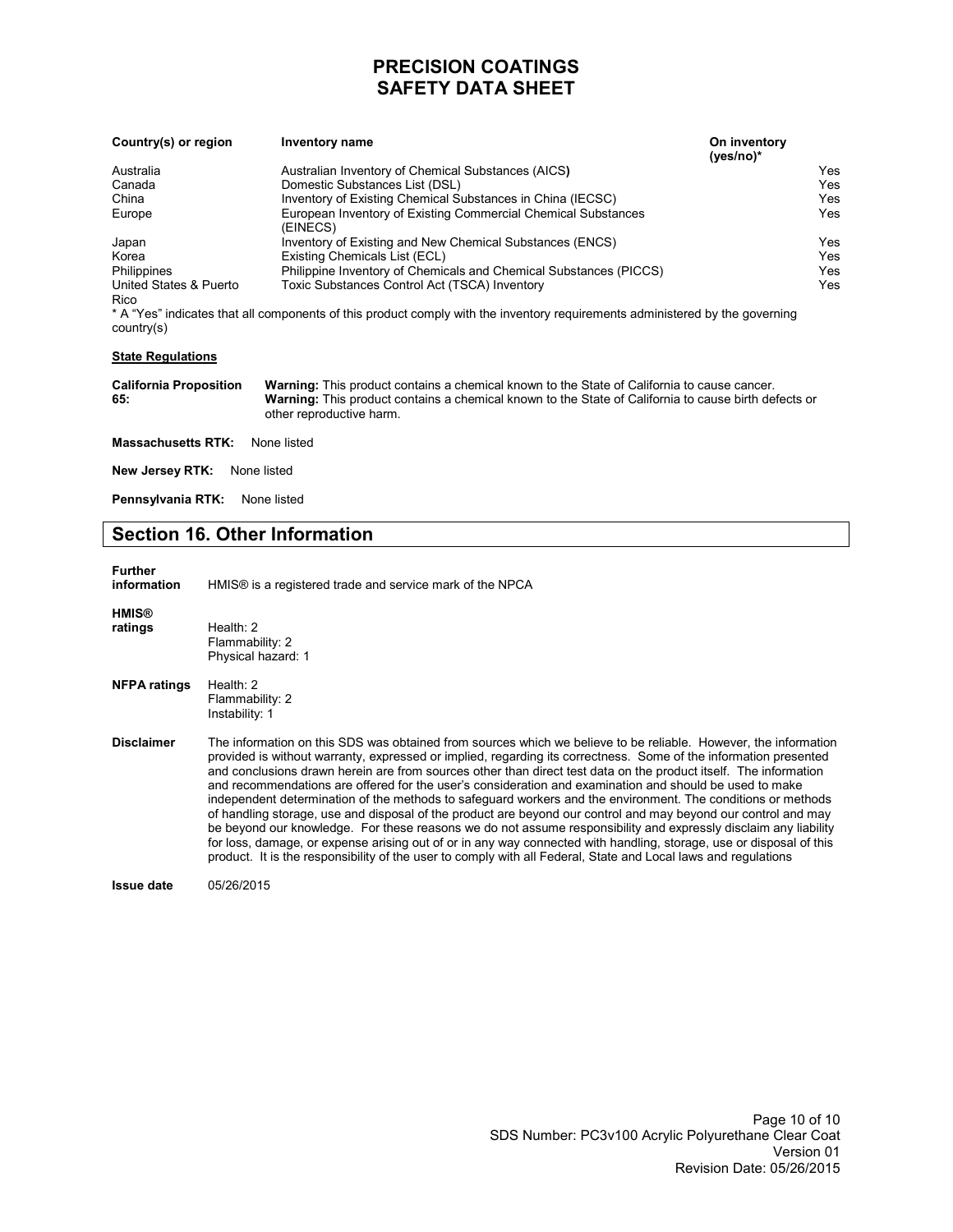| Country(s) or region | Inventory name | On inventory (yes/no)* |
|---|---|---|
| Australia | Australian Inventory of Chemical Substances (AICS) | Yes |
| Canada | Domestic Substances List (DSL) | Yes |
| China | Inventory of Existing Chemical Substances in China (IECSC) | Yes |
| Europe | European Inventory of Existing Commercial Chemical Substances (EINECS) | Yes |
| Japan | Inventory of Existing and New Chemical Substances (ENCS) | Yes |
| Korea | Existing Chemicals List (ECL) | Yes |
| Philippines | Philippine Inventory of Chemicals and Chemical Substances (PICCS) | Yes |
| United States & Puerto Rico | Toxic Substances Control Act (TSCA) Inventory | Yes |

* A "Yes" indicates that all components of this product comply with the inventory requirements administered by the governing country(s)

**State Regulations**

**California Proposition 65:** **Warning:** This product contains a chemical known to the State of California to cause cancer.
**Warning:** This product contains a chemical known to the State of California to cause birth defects or other reproductive harm.

**Massachusetts RTK:** None listed

**New Jersey RTK:** None listed

**Pennsylvania RTK:** None listed

## Section 16. Other Information

**Further information** HMIS® is a registered trade and service mark of the NPCA

**HMIS® ratings**
Health: 2
Flammability: 2
Physical hazard: 1

**NFPA ratings**
Health: 2
Flammability: 2
Instability: 1

**Disclaimer** The information on this SDS was obtained from sources which we believe to be reliable. However, the information provided is without warranty, expressed or implied, regarding its correctness. Some of the information presented and conclusions drawn herein are from sources other than direct test data on the product itself. The information and recommendations are offered for the user's consideration and examination and should be used to make independent determination of the methods to safeguard workers and the environment. The conditions or methods of handling storage, use and disposal of the product are beyond our control and may beyond our control and may be beyond our knowledge. For these reasons we do not assume responsibility and expressly disclaim any liability for loss, damage, or expense arising out of or in any way connected with handling, storage, use or disposal of this product. It is the responsibility of the user to comply with all Federal, State and Local laws and regulations

**Issue date** 05/26/2015

SDS Number: PC3v100 Acrylic Polyurethane Clear Coat
Version 01
Revision Date: 05/26/2015